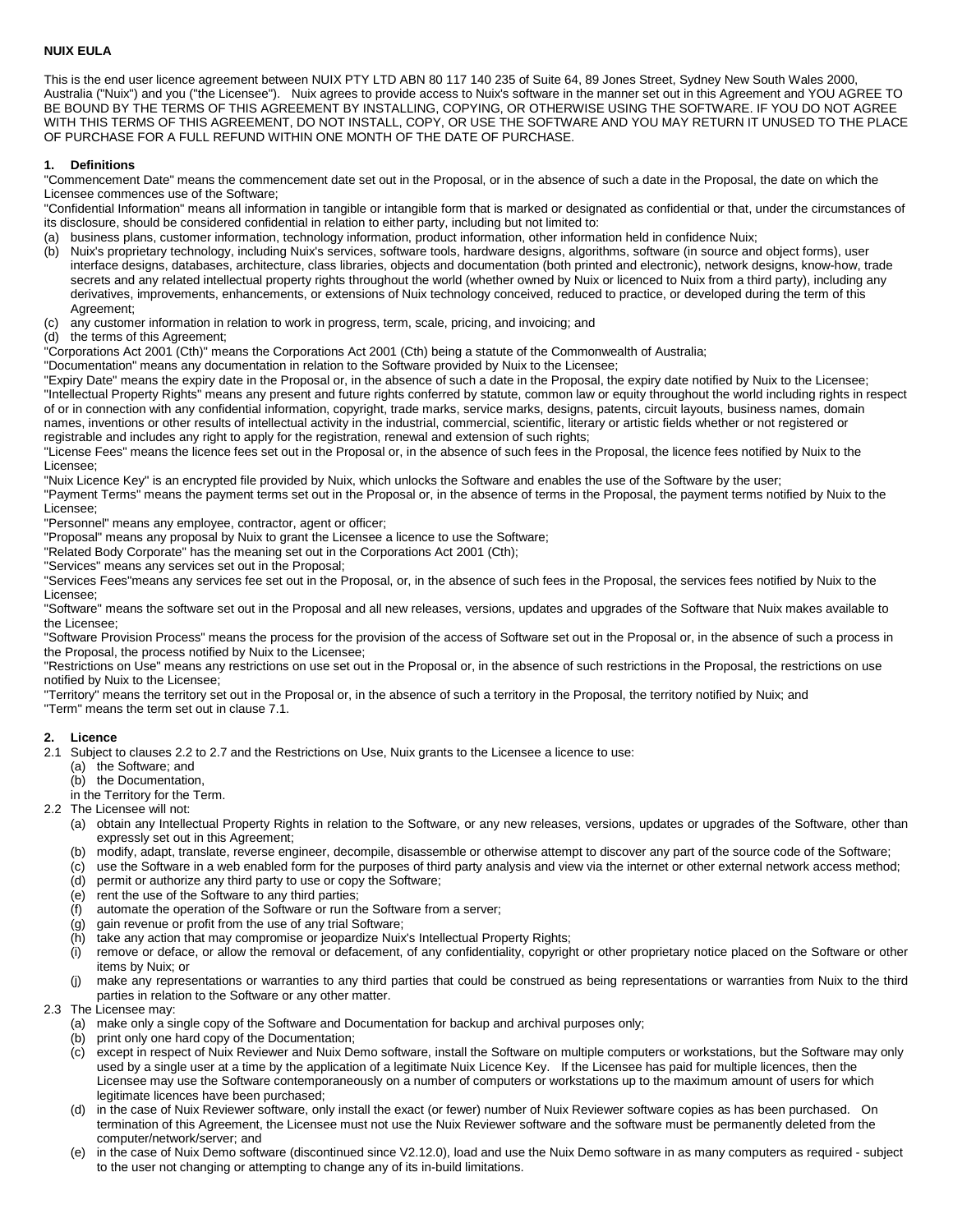**NUIX EULA**

This is the end user licence agreement between NUIX PTY LTD ABN 80 117 140 235 of Suite 64, 89 Jones Street, Sydney New South Wales 2000, Australia ("Nuix") and you ("the Licensee"). Nuix agrees to provide access to Nuix's software in the manner set out in this Agreement and YOU AGREE TO BE BOUND BY THE TERMS OF THIS AGREEMENT BY INSTALLING, COPYING, OR OTHERWISE USING THE SOFTWARE. IF YOU DO NOT AGREE WITH THIS TERMS OF THIS AGREEMENT, DO NOT INSTALL, COPY, OR USE THE SOFTWARE AND YOU MAY RETURN IT UNUSED TO THE PLACE OF PURCHASE FOR A FULL REFUND WITHIN ONE MONTH OF THE DATE OF PURCHASE.

**1. Definitions**

"Commencement Date" means the commencement date set out in the Proposal, or in the absence of such a date in the Proposal, the date on which the Licensee commences use of the Software;

"Confidential Information" means all information in tangible or intangible form that is marked or designated as confidential or that, under the circumstances of its disclosure, should be considered confidential in relation to either party, including but not limited to:

(a) business plans, customer information, technology information, product information, other information held in confidence Nuix;
(b) Nuix's proprietary technology, including Nuix's services, software tools, hardware designs, algorithms, software (in source and object forms), user interface designs, databases, architecture, class libraries, objects and documentation (both printed and electronic), network designs, know-how, trade secrets and any related intellectual property rights throughout the world (whether owned by Nuix or licenced to Nuix from a third party), including any derivatives, improvements, enhancements, or extensions of Nuix technology conceived, reduced to practice, or developed during the term of this Agreement;
(c) any customer information in relation to work in progress, term, scale, pricing, and invoicing; and
(d) the terms of this Agreement;

"Corporations Act 2001 (Cth)" means the Corporations Act 2001 (Cth) being a statute of the Commonwealth of Australia;

"Documentation" means any documentation in relation to the Software provided by Nuix to the Licensee;

"Expiry Date" means the expiry date in the Proposal or, in the absence of such a date in the Proposal, the expiry date notified by Nuix to the Licensee;

"Intellectual Property Rights" means any present and future rights conferred by statute, common law or equity throughout the world including rights in respect of or in connection with any confidential information, copyright, trade marks, service marks, designs, patents, circuit layouts, business names, domain names, inventions or other results of intellectual activity in the industrial, commercial, scientific, literary or artistic fields whether or not registered or registrable and includes any right to apply for the registration, renewal and extension of such rights;

"License Fees" means the licence fees set out in the Proposal or, in the absence of such fees in the Proposal, the licence fees notified by Nuix to the Licensee;

"Nuix Licence Key" is an encrypted file provided by Nuix, which unlocks the Software and enables the use of the Software by the user;

"Payment Terms" means the payment terms set out in the Proposal or, in the absence of terms in the Proposal, the payment terms notified by Nuix to the Licensee;

"Personnel" means any employee, contractor, agent or officer;

"Proposal" means any proposal by Nuix to grant the Licensee a licence to use the Software;

"Related Body Corporate" has the meaning set out in the Corporations Act 2001 (Cth);

"Services" means any services set out in the Proposal;

"Services Fees"means any services fee set out in the Proposal, or, in the absence of such fees in the Proposal, the services fees notified by Nuix to the Licensee;

"Software" means the software set out in the Proposal and all new releases, versions, updates and upgrades of the Software that Nuix makes available to the Licensee;

"Software Provision Process" means the process for the provision of the access of Software set out in the Proposal or, in the absence of such a process in the Proposal, the process notified by Nuix to the Licensee;

"Restrictions on Use" means any restrictions on use set out in the Proposal or, in the absence of such restrictions in the Proposal, the restrictions on use notified by Nuix to the Licensee;

"Territory" means the territory set out in the Proposal or, in the absence of such a territory in the Proposal, the territory notified by Nuix; and

"Term" means the term set out in clause 7.1.

**2. Licence**

2.1 Subject to clauses 2.2 to 2.7 and the Restrictions on Use, Nuix grants to the Licensee a licence to use:
  (a) the Software; and
  (b) the Documentation,
  in the Territory for the Term.

2.2 The Licensee will not:
  (a) obtain any Intellectual Property Rights in relation to the Software, or any new releases, versions, updates or upgrades of the Software, other than expressly set out in this Agreement;
  (b) modify, adapt, translate, reverse engineer, decompile, disassemble or otherwise attempt to discover any part of the source code of the Software;
  (c) use the Software in a web enabled form for the purposes of third party analysis and view via the internet or other external network access method;
  (d) permit or authorize any third party to use or copy the Software;
  (e) rent the use of the Software to any third parties;
  (f) automate the operation of the Software or run the Software from a server;
  (g) gain revenue or profit from the use of any trial Software;
  (h) take any action that may compromise or jeopardize Nuix's Intellectual Property Rights;
  (i) remove or deface, or allow the removal or defacement, of any confidentiality, copyright or other proprietary notice placed on the Software or other items by Nuix; or
  (j) make any representations or warranties to any third parties that could be construed as being representations or warranties from Nuix to the third parties in relation to the Software or any other matter.

2.3 The Licensee may:
  (a) make only a single copy of the Software and Documentation for backup and archival purposes only;
  (b) print only one hard copy of the Documentation;
  (c) except in respect of Nuix Reviewer and Nuix Demo software, install the Software on multiple computers or workstations, but the Software may only used by a single user at a time by the application of a legitimate Nuix Licence Key. If the Licensee has paid for multiple licences, then the Licensee may use the Software contemporaneously on a number of computers or workstations up to the maximum amount of users for which legitimate licences have been purchased;
  (d) in the case of Nuix Reviewer software, only install the exact (or fewer) number of Nuix Reviewer software copies as has been purchased. On termination of this Agreement, the Licensee must not use the Nuix Reviewer software and the software must be permanently deleted from the computer/network/server; and
  (e) in the case of Nuix Demo software (discontinued since V2.12.0), load and use the Nuix Demo software in as many computers as required - subject to the user not changing or attempting to change any of its in-build limitations.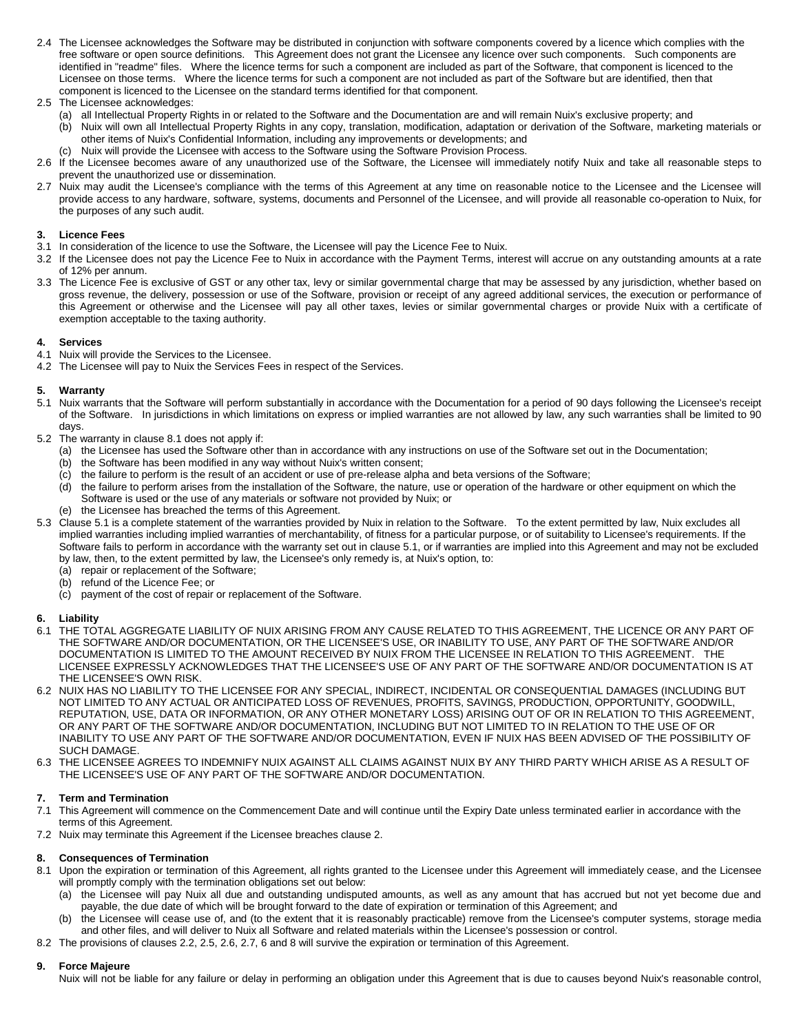2.4 The Licensee acknowledges the Software may be distributed in conjunction with software components covered by a licence which complies with the free software or open source definitions. This Agreement does not grant the Licensee any licence over such components. Such components are identified in "readme" files. Where the licence terms for such a component are included as part of the Software, that component is licenced to the Licensee on those terms. Where the licence terms for such a component are not included as part of the Software but are identified, then that component is licenced to the Licensee on the standard terms identified for that component.

2.5 The Licensee acknowledges:

(a) all Intellectual Property Rights in or related to the Software and the Documentation are and will remain Nuix's exclusive property; and

(b) Nuix will own all Intellectual Property Rights in any copy, translation, modification, adaptation or derivation of the Software, marketing materials or other items of Nuix's Confidential Information, including any improvements or developments; and

(c) Nuix will provide the Licensee with access to the Software using the Software Provision Process.

2.6 If the Licensee becomes aware of any unauthorized use of the Software, the Licensee will immediately notify Nuix and take all reasonable steps to prevent the unauthorized use or dissemination.

2.7 Nuix may audit the Licensee's compliance with the terms of this Agreement at any time on reasonable notice to the Licensee and the Licensee will provide access to any hardware, software, systems, documents and Personnel of the Licensee, and will provide all reasonable co-operation to Nuix, for the purposes of any such audit.

**3. Licence Fees**

3.1 In consideration of the licence to use the Software, the Licensee will pay the Licence Fee to Nuix.

3.2 If the Licensee does not pay the Licence Fee to Nuix in accordance with the Payment Terms, interest will accrue on any outstanding amounts at a rate of 12% per annum.

3.3 The Licence Fee is exclusive of GST or any other tax, levy or similar governmental charge that may be assessed by any jurisdiction, whether based on gross revenue, the delivery, possession or use of the Software, provision or receipt of any agreed additional services, the execution or performance of this Agreement or otherwise and the Licensee will pay all other taxes, levies or similar governmental charges or provide Nuix with a certificate of exemption acceptable to the taxing authority.

**4. Services**

4.1 Nuix will provide the Services to the Licensee.

4.2 The Licensee will pay to Nuix the Services Fees in respect of the Services.

**5. Warranty**

5.1 Nuix warrants that the Software will perform substantially in accordance with the Documentation for a period of 90 days following the Licensee's receipt of the Software. In jurisdictions in which limitations on express or implied warranties are not allowed by law, any such warranties shall be limited to 90 days.

5.2 The warranty in clause 8.1 does not apply if:

(a) the Licensee has used the Software other than in accordance with any instructions on use of the Software set out in the Documentation;

(b) the Software has been modified in any way without Nuix's written consent;

(c) the failure to perform is the result of an accident or use of pre-release alpha and beta versions of the Software;

(d) the failure to perform arises from the installation of the Software, the nature, use or operation of the hardware or other equipment on which the Software is used or the use of any materials or software not provided by Nuix; or

(e) the Licensee has breached the terms of this Agreement.

5.3 Clause 5.1 is a complete statement of the warranties provided by Nuix in relation to the Software. To the extent permitted by law, Nuix excludes all implied warranties including implied warranties of merchantability, of fitness for a particular purpose, or of suitability to Licensee's requirements. If the Software fails to perform in accordance with the warranty set out in clause 5.1, or if warranties are implied into this Agreement and may not be excluded by law, then, to the extent permitted by law, the Licensee's only remedy is, at Nuix's option, to:

(a) repair or replacement of the Software;

(b) refund of the Licence Fee; or

(c) payment of the cost of repair or replacement of the Software.

**6. Liability**

6.1 THE TOTAL AGGREGATE LIABILITY OF NUIX ARISING FROM ANY CAUSE RELATED TO THIS AGREEMENT, THE LICENCE OR ANY PART OF THE SOFTWARE AND/OR DOCUMENTATION, OR THE LICENSEE'S USE, OR INABILITY TO USE, ANY PART OF THE SOFTWARE AND/OR DOCUMENTATION IS LIMITED TO THE AMOUNT RECEIVED BY NUIX FROM THE LICENSEE IN RELATION TO THIS AGREEMENT. THE LICENSEE EXPRESSLY ACKNOWLEDGES THAT THE LICENSEE'S USE OF ANY PART OF THE SOFTWARE AND/OR DOCUMENTATION IS AT THE LICENSEE'S OWN RISK.

6.2 NUIX HAS NO LIABILITY TO THE LICENSEE FOR ANY SPECIAL, INDIRECT, INCIDENTAL OR CONSEQUENTIAL DAMAGES (INCLUDING BUT NOT LIMITED TO ANY ACTUAL OR ANTICIPATED LOSS OF REVENUES, PROFITS, SAVINGS, PRODUCTION, OPPORTUNITY, GOODWILL, REPUTATION, USE, DATA OR INFORMATION, OR ANY OTHER MONETARY LOSS) ARISING OUT OF OR IN RELATION TO THIS AGREEMENT, OR ANY PART OF THE SOFTWARE AND/OR DOCUMENTATION, INCLUDING BUT NOT LIMITED TO IN RELATION TO THE USE OF OR INABILITY TO USE ANY PART OF THE SOFTWARE AND/OR DOCUMENTATION, EVEN IF NUIX HAS BEEN ADVISED OF THE POSSIBILITY OF SUCH DAMAGE.

6.3 THE LICENSEE AGREES TO INDEMNIFY NUIX AGAINST ALL CLAIMS AGAINST NUIX BY ANY THIRD PARTY WHICH ARISE AS A RESULT OF THE LICENSEE'S USE OF ANY PART OF THE SOFTWARE AND/OR DOCUMENTATION.

**7. Term and Termination**

7.1 This Agreement will commence on the Commencement Date and will continue until the Expiry Date unless terminated earlier in accordance with the terms of this Agreement.

7.2 Nuix may terminate this Agreement if the Licensee breaches clause 2.

**8. Consequences of Termination**

8.1 Upon the expiration or termination of this Agreement, all rights granted to the Licensee under this Agreement will immediately cease, and the Licensee will promptly comply with the termination obligations set out below:

(a) the Licensee will pay Nuix all due and outstanding undisputed amounts, as well as any amount that has accrued but not yet become due and payable, the due date of which will be brought forward to the date of expiration or termination of this Agreement; and

(b) the Licensee will cease use of, and (to the extent that it is reasonably practicable) remove from the Licensee's computer systems, storage media and other files, and will deliver to Nuix all Software and related materials within the Licensee's possession or control.

8.2 The provisions of clauses 2.2, 2.5, 2.6, 2.7, 6 and 8 will survive the expiration or termination of this Agreement.

**9. Force Majeure**

Nuix will not be liable for any failure or delay in performing an obligation under this Agreement that is due to causes beyond Nuix's reasonable control,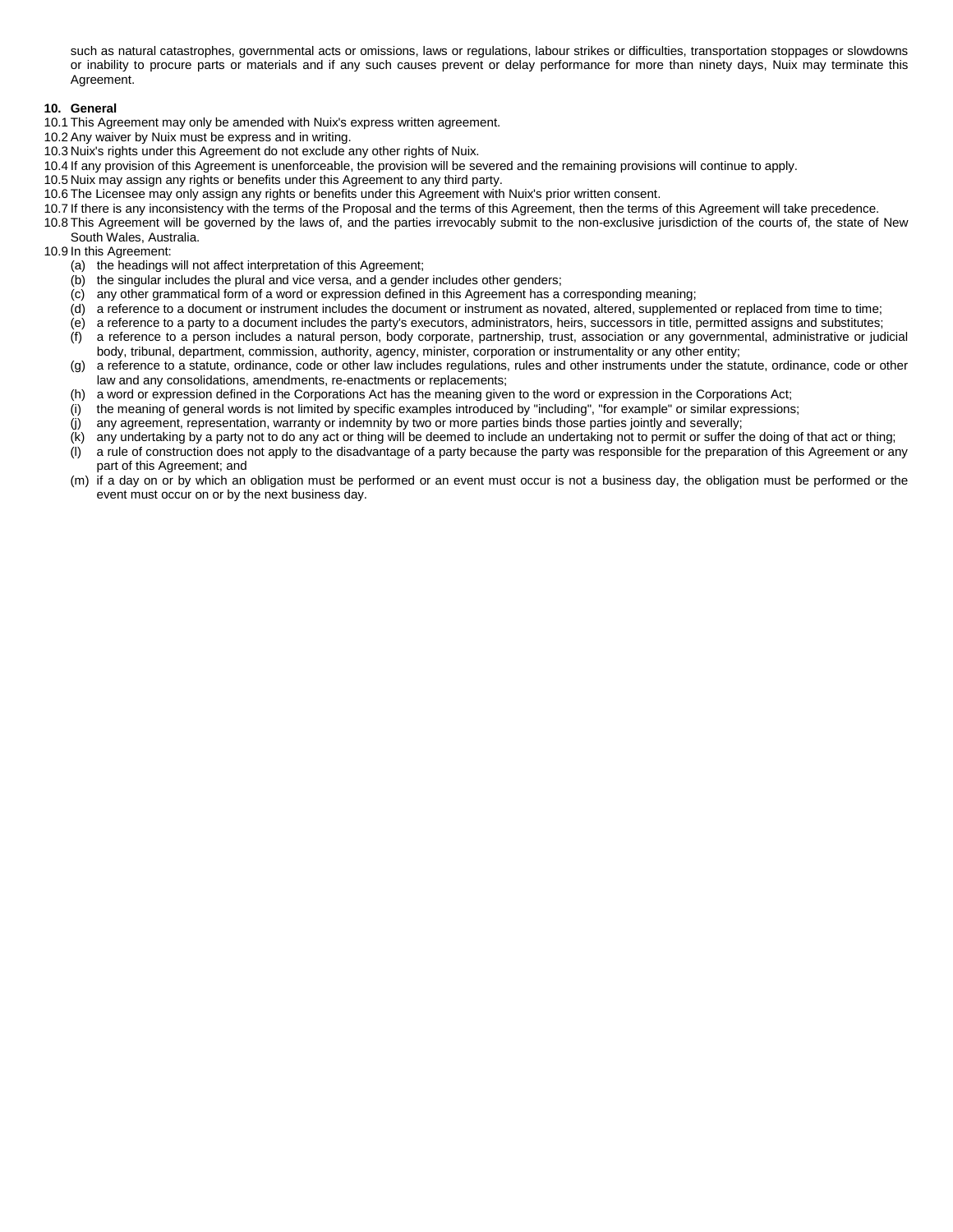such as natural catastrophes, governmental acts or omissions, laws or regulations, labour strikes or difficulties, transportation stoppages or slowdowns or inability to procure parts or materials and if any such causes prevent or delay performance for more than ninety days, Nuix may terminate this Agreement.

**10. General**

10.1 This Agreement may only be amended with Nuix's express written agreement.

10.2 Any waiver by Nuix must be express and in writing.

10.3 Nuix's rights under this Agreement do not exclude any other rights of Nuix.

10.4 If any provision of this Agreement is unenforceable, the provision will be severed and the remaining provisions will continue to apply.

10.5 Nuix may assign any rights or benefits under this Agreement to any third party.

10.6 The Licensee may only assign any rights or benefits under this Agreement with Nuix's prior written consent.

10.7 If there is any inconsistency with the terms of the Proposal and the terms of this Agreement, then the terms of this Agreement will take precedence.

10.8 This Agreement will be governed by the laws of, and the parties irrevocably submit to the non-exclusive jurisdiction of the courts of, the state of New South Wales, Australia.

10.9 In this Agreement:

(a) the headings will not affect interpretation of this Agreement;

(b) the singular includes the plural and vice versa, and a gender includes other genders;

(c) any other grammatical form of a word or expression defined in this Agreement has a corresponding meaning;

(d) a reference to a document or instrument includes the document or instrument as novated, altered, supplemented or replaced from time to time;

(e) a reference to a party to a document includes the party's executors, administrators, heirs, successors in title, permitted assigns and substitutes;

(f) a reference to a person includes a natural person, body corporate, partnership, trust, association or any governmental, administrative or judicial body, tribunal, department, commission, authority, agency, minister, corporation or instrumentality or any other entity;

(g) a reference to a statute, ordinance, code or other law includes regulations, rules and other instruments under the statute, ordinance, code or other law and any consolidations, amendments, re-enactments or replacements;

(h) a word or expression defined in the Corporations Act has the meaning given to the word or expression in the Corporations Act;

(i) the meaning of general words is not limited by specific examples introduced by "including", "for example" or similar expressions;

(j) any agreement, representation, warranty or indemnity by two or more parties binds those parties jointly and severally;

(k) any undertaking by a party not to do any act or thing will be deemed to include an undertaking not to permit or suffer the doing of that act or thing;

(l) a rule of construction does not apply to the disadvantage of a party because the party was responsible for the preparation of this Agreement or any part of this Agreement; and

(m) if a day on or by which an obligation must be performed or an event must occur is not a business day, the obligation must be performed or the event must occur on or by the next business day.